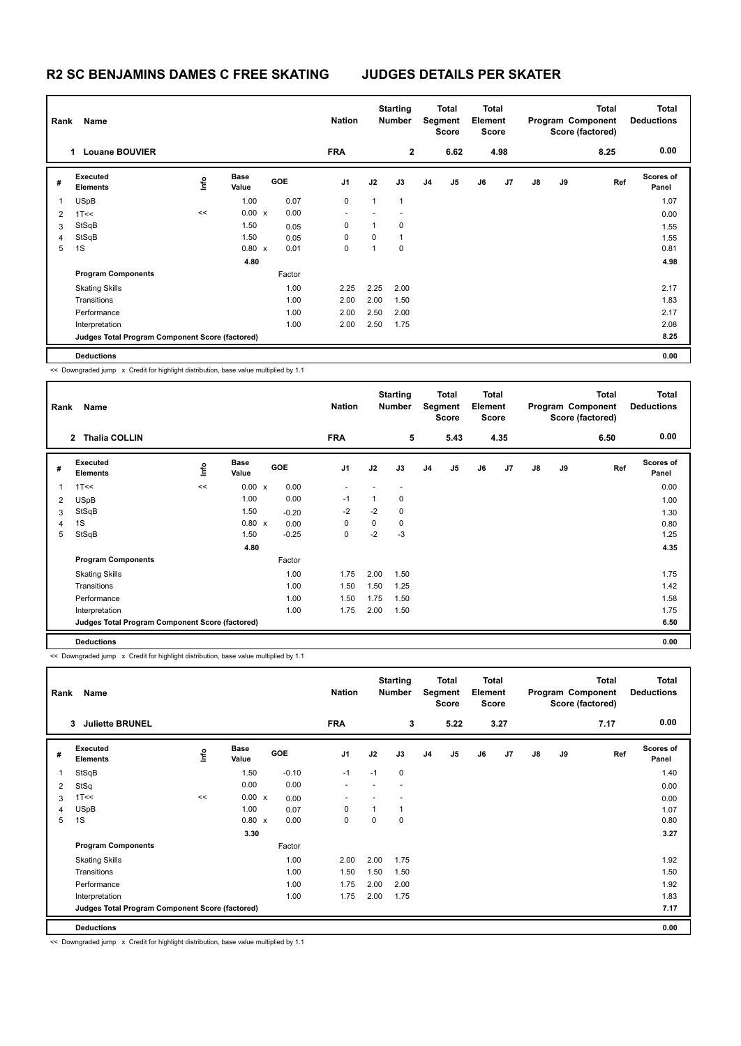# R2 SC BENJAMINS DAMES C FREE SKATING JUDGES DETAILS PER SKATER

| Rank | Name | Nation | Starting Number | Total Segment Score | Total Element Score | Total Program Component Score (factored) | Total Deductions |
|---|---|---|---|---|---|---|---|
| 1 | Louane BOUVIER | FRA | 2 | 6.62 | 4.98 | 8.25 | 0.00 |

| # | Executed Elements | Info | Base Value | | GOE | J1 | J2 | J3 | J4 | J5 | J6 | J7 | J8 | J9 | Ref | Scores of Panel |
|---|---|---|---|---|---|---|---|---|---|---|---|---|---|---|---|---|
| 1 | USpB | | 1.00 | | 0.07 | 0 | 1 | 1 | | | | | | | | 1.07 |
| 2 | 1T<< | << | 0.00 | x | 0.00 | - | - | - | | | | | | | | 0.00 |
| 3 | StSqB | | 1.50 | | 0.05 | 0 | 1 | 0 | | | | | | | | 1.55 |
| 4 | StSqB | | 1.50 | | 0.05 | 0 | 0 | 1 | | | | | | | | 1.55 |
| 5 | 1S | | 0.80 | x | 0.01 | 0 | 1 | 0 | | | | | | | | 0.81 |
| | | | 4.80 | | | | | | | | | | | | | 4.98 |
| | **Program Components** | | | | Factor | | | | | | | | | | | |
| | Skating Skills | | | | 1.00 | 2.25 | 2.25 | 2.00 | | | | | | | | 2.17 |
| | Transitions | | | | 1.00 | 2.00 | 2.00 | 1.50 | | | | | | | | 1.83 |
| | Performance | | | | 1.00 | 2.00 | 2.50 | 2.00 | | | | | | | | 2.17 |
| | Interpretation | | | | 1.00 | 2.00 | 2.50 | 1.75 | | | | | | | | 2.08 |
| | **Judges Total Program Component Score (factored)** | | | | | | | | | | | | | | | 8.25 |
| | **Deductions** | | | | | | | | | | | | | | | 0.00 |

<< Downgraded jump x Credit for highlight distribution, base value multiplied by 1.1

| Rank | Name | Nation | Starting Number | Total Segment Score | Total Element Score | Total Program Component Score (factored) | Total Deductions |
|---|---|---|---|---|---|---|---|
| 2 | Thalia COLLIN | FRA | 5 | 5.43 | 4.35 | 6.50 | 0.00 |

| # | Executed Elements | Info | Base Value | | GOE | J1 | J2 | J3 | J4 | J5 | J6 | J7 | J8 | J9 | Ref | Scores of Panel |
|---|---|---|---|---|---|---|---|---|---|---|---|---|---|---|---|---|
| 1 | 1T<< | << | 0.00 | x | 0.00 | - | - | - | | | | | | | | 0.00 |
| 2 | USpB | | 1.00 | | 0.00 | -1 | 1 | 0 | | | | | | | | 1.00 |
| 3 | StSqB | | 1.50 | | -0.20 | -2 | -2 | 0 | | | | | | | | 1.30 |
| 4 | 1S | | 0.80 | x | 0.00 | 0 | 0 | 0 | | | | | | | | 0.80 |
| 5 | StSqB | | 1.50 | | -0.25 | 0 | -2 | -3 | | | | | | | | 1.25 |
| | | | 4.80 | | | | | | | | | | | | | 4.35 |
| | **Program Components** | | | | Factor | | | | | | | | | | | |
| | Skating Skills | | | | 1.00 | 1.75 | 2.00 | 1.50 | | | | | | | | 1.75 |
| | Transitions | | | | 1.00 | 1.50 | 1.50 | 1.25 | | | | | | | | 1.42 |
| | Performance | | | | 1.00 | 1.50 | 1.75 | 1.50 | | | | | | | | 1.58 |
| | Interpretation | | | | 1.00 | 1.75 | 2.00 | 1.50 | | | | | | | | 1.75 |
| | **Judges Total Program Component Score (factored)** | | | | | | | | | | | | | | | 6.50 |
| | **Deductions** | | | | | | | | | | | | | | | 0.00 |

<< Downgraded jump x Credit for highlight distribution, base value multiplied by 1.1

| Rank | Name | Nation | Starting Number | Total Segment Score | Total Element Score | Total Program Component Score (factored) | Total Deductions |
|---|---|---|---|---|---|---|---|
| 3 | Juliette BRUNEL | FRA | 3 | 5.22 | 3.27 | 7.17 | 0.00 |

| # | Executed Elements | Info | Base Value | | GOE | J1 | J2 | J3 | J4 | J5 | J6 | J7 | J8 | J9 | Ref | Scores of Panel |
|---|---|---|---|---|---|---|---|---|---|---|---|---|---|---|---|---|
| 1 | StSqB | | 1.50 | | -0.10 | -1 | -1 | 0 | | | | | | | | 1.40 |
| 2 | StSq | | 0.00 | | 0.00 | - | - | - | | | | | | | | 0.00 |
| 3 | 1T<< | << | 0.00 | x | 0.00 | - | - | - | | | | | | | | 0.00 |
| 4 | USpB | | 1.00 | | 0.07 | 0 | 1 | 1 | | | | | | | | 1.07 |
| 5 | 1S | | 0.80 | x | 0.00 | 0 | 0 | 0 | | | | | | | | 0.80 |
| | | | 3.30 | | | | | | | | | | | | | 3.27 |
| | **Program Components** | | | | Factor | | | | | | | | | | | |
| | Skating Skills | | | | 1.00 | 2.00 | 2.00 | 1.75 | | | | | | | | 1.92 |
| | Transitions | | | | 1.00 | 1.50 | 1.50 | 1.50 | | | | | | | | 1.50 |
| | Performance | | | | 1.00 | 1.75 | 2.00 | 2.00 | | | | | | | | 1.92 |
| | Interpretation | | | | 1.00 | 1.75 | 2.00 | 1.75 | | | | | | | | 1.83 |
| | **Judges Total Program Component Score (factored)** | | | | | | | | | | | | | | | 7.17 |
| | **Deductions** | | | | | | | | | | | | | | | 0.00 |

<< Downgraded jump x Credit for highlight distribution, base value multiplied by 1.1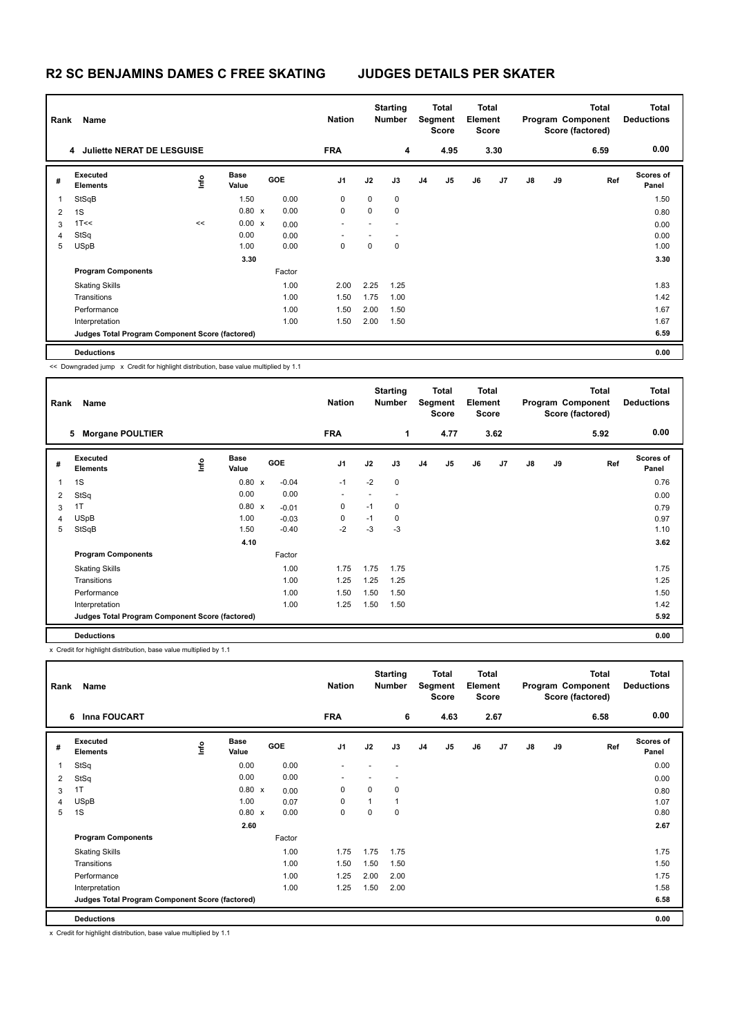# R2 SC BENJAMINS DAMES C FREE SKATING JUDGES DETAILS PER SKATER

| Rank | Name | Nation | Starting Number | Total Segment Score | Total Element Score | Total Program Component Score (factored) | Total Deductions |
|---|---|---|---|---|---|---|---|
| 4 | Juliette NERAT DE LESGUISE | FRA | 4 | 4.95 | 3.30 | 6.59 | 0.00 |

| # | Executed Elements | Info | Base Value | | GOE | J1 | J2 | J3 | J4 | J5 | J6 | J7 | J8 | J9 | Ref | Scores of Panel |
|---|---|---|---|---|---|---|---|---|---|---|---|---|---|---|---|---|
| 1 | StSqB | | 1.50 | | 0.00 | 0 | 0 | 0 | | | | | | | | 1.50 |
| 2 | 1S | | 0.80 | x | 0.00 | 0 | 0 | 0 | | | | | | | | 0.80 |
| 3 | 1T<< | << | 0.00 | x | 0.00 | - | - | - | | | | | | | | 0.00 |
| 4 | StSq | | 0.00 | | 0.00 | - | - | - | | | | | | | | 0.00 |
| 5 | USpB | | 1.00 | | 0.00 | 0 | 0 | 0 | | | | | | | | 1.00 |
| | | | 3.30 | | | | | | | | | | | | | 3.30 |
| | **Program Components** | | | | Factor | | | | | | | | | | | |
| | Skating Skills | | | | 1.00 | 2.00 | 2.25 | 1.25 | | | | | | | | 1.83 |
| | Transitions | | | | 1.00 | 1.50 | 1.75 | 1.00 | | | | | | | | 1.42 |
| | Performance | | | | 1.00 | 1.50 | 2.00 | 1.50 | | | | | | | | 1.67 |
| | Interpretation | | | | 1.00 | 1.50 | 2.00 | 1.50 | | | | | | | | 1.67 |
| | Judges Total Program Component Score (factored) | | | | | | | | | | | | | | | 6.59 |
| | **Deductions** | | | | | | | | | | | | | | | 0.00 |

<< Downgraded jump x Credit for highlight distribution, base value multiplied by 1.1

| Rank | Name | Nation | Starting Number | Total Segment Score | Total Element Score | Total Program Component Score (factored) | Total Deductions |
|---|---|---|---|---|---|---|---|
| 5 | Morgane POULTIER | FRA | 1 | 4.77 | 3.62 | 5.92 | 0.00 |

| # | Executed Elements | Info | Base Value | | GOE | J1 | J2 | J3 | J4 | J5 | J6 | J7 | J8 | J9 | Ref | Scores of Panel |
|---|---|---|---|---|---|---|---|---|---|---|---|---|---|---|---|---|
| 1 | 1S | | 0.80 | x | -0.04 | -1 | -2 | 0 | | | | | | | | 0.76 |
| 2 | StSq | | 0.00 | | 0.00 | - | - | - | | | | | | | | 0.00 |
| 3 | 1T | | 0.80 | x | -0.01 | 0 | -1 | 0 | | | | | | | | 0.79 |
| 4 | USpB | | 1.00 | | -0.03 | 0 | -1 | 0 | | | | | | | | 0.97 |
| 5 | StSqB | | 1.50 | | -0.40 | -2 | -3 | -3 | | | | | | | | 1.10 |
| | | | 4.10 | | | | | | | | | | | | | 3.62 |
| | **Program Components** | | | | Factor | | | | | | | | | | | |
| | Skating Skills | | | | 1.00 | 1.75 | 1.75 | 1.75 | | | | | | | | 1.75 |
| | Transitions | | | | 1.00 | 1.25 | 1.25 | 1.25 | | | | | | | | 1.25 |
| | Performance | | | | 1.00 | 1.50 | 1.50 | 1.50 | | | | | | | | 1.50 |
| | Interpretation | | | | 1.00 | 1.25 | 1.50 | 1.50 | | | | | | | | 1.42 |
| | Judges Total Program Component Score (factored) | | | | | | | | | | | | | | | 5.92 |
| | **Deductions** | | | | | | | | | | | | | | | 0.00 |

x Credit for highlight distribution, base value multiplied by 1.1

| Rank | Name | Nation | Starting Number | Total Segment Score | Total Element Score | Total Program Component Score (factored) | Total Deductions |
|---|---|---|---|---|---|---|---|
| 6 | Inna FOUCART | FRA | 6 | 4.63 | 2.67 | 6.58 | 0.00 |

| # | Executed Elements | Info | Base Value | | GOE | J1 | J2 | J3 | J4 | J5 | J6 | J7 | J8 | J9 | Ref | Scores of Panel |
|---|---|---|---|---|---|---|---|---|---|---|---|---|---|---|---|---|
| 1 | StSq | | 0.00 | | 0.00 | - | - | - | | | | | | | | 0.00 |
| 2 | StSq | | 0.00 | | 0.00 | - | - | - | | | | | | | | 0.00 |
| 3 | 1T | | 0.80 | x | 0.00 | 0 | 0 | 0 | | | | | | | | 0.80 |
| 4 | USpB | | 1.00 | | 0.07 | 0 | 1 | 1 | | | | | | | | 1.07 |
| 5 | 1S | | 0.80 | x | 0.00 | 0 | 0 | 0 | | | | | | | | 0.80 |
| | | | 2.60 | | | | | | | | | | | | | 2.67 |
| | **Program Components** | | | | Factor | | | | | | | | | | | |
| | Skating Skills | | | | 1.00 | 1.75 | 1.75 | 1.75 | | | | | | | | 1.75 |
| | Transitions | | | | 1.00 | 1.50 | 1.50 | 1.50 | | | | | | | | 1.50 |
| | Performance | | | | 1.00 | 1.25 | 2.00 | 2.00 | | | | | | | | 1.75 |
| | Interpretation | | | | 1.00 | 1.25 | 1.50 | 2.00 | | | | | | | | 1.58 |
| | Judges Total Program Component Score (factored) | | | | | | | | | | | | | | | 6.58 |
| | **Deductions** | | | | | | | | | | | | | | | 0.00 |

x Credit for highlight distribution, base value multiplied by 1.1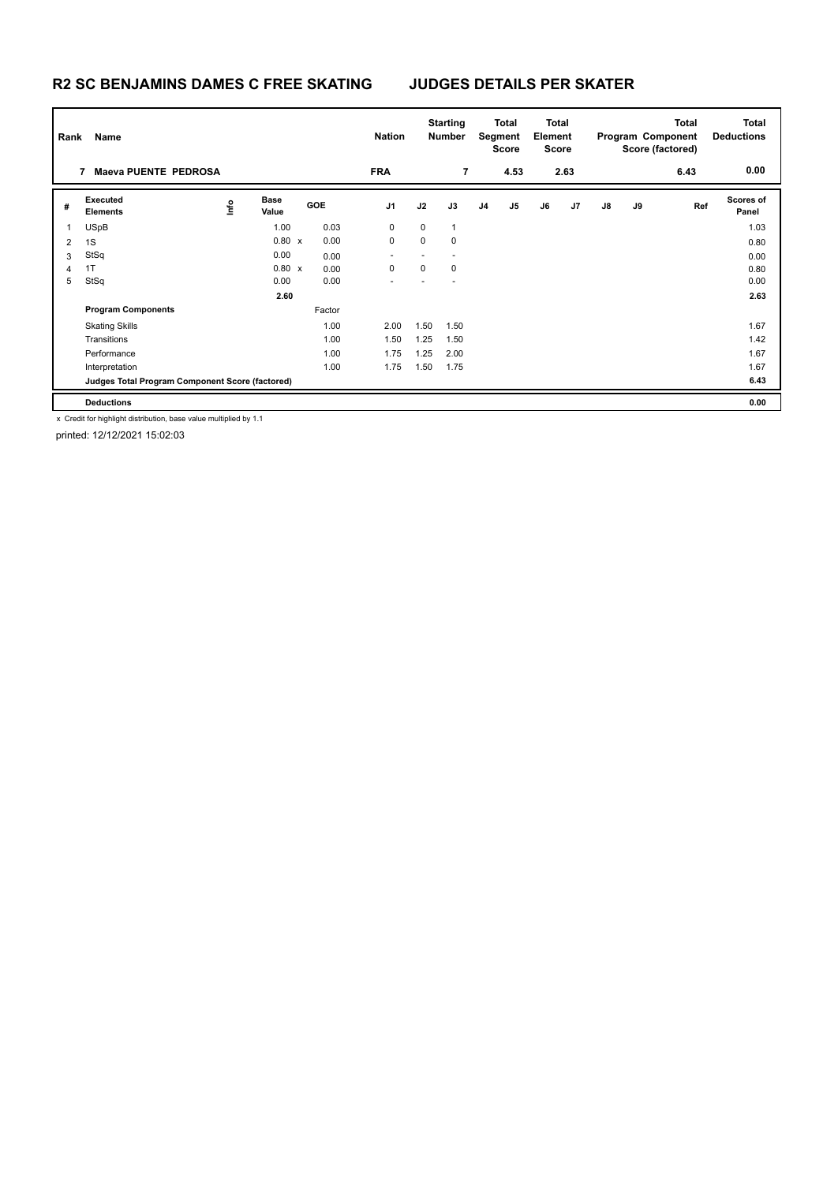# R2 SC BENJAMINS DAMES C FREE SKATING JUDGES DETAILS PER SKATER

| Rank | Name | Nation | Starting Number | Total Segment Score | Total Element Score | Total Program Component Score (factored) | Total Deductions |
|---|---|---|---|---|---|---|---|
| 7 | Maeva PUENTE PEDROSA | FRA | 7 | 4.53 | 2.63 | 6.43 | 0.00 |

| # | Executed Elements | Info | Base Value | | GOE | J1 | J2 | J3 | J4 | J5 | J6 | J7 | J8 | J9 | Ref | Scores of Panel |
|---|---|---|---|---|---|---|---|---|---|---|---|---|---|---|---|---|
| 1 | USpB | | 1.00 | | 0.03 | 0 | 0 | 1 | | | | | | | | 1.03 |
| 2 | 1S | | 0.80 | x | 0.00 | 0 | 0 | 0 | | | | | | | | 0.80 |
| 3 | StSq | | 0.00 | | 0.00 | - | - | - | | | | | | | | 0.00 |
| 4 | 1T | | 0.80 | x | 0.00 | 0 | 0 | 0 | | | | | | | | 0.80 |
| 5 | StSq | | 0.00 | | 0.00 | - | - | - | | | | | | | | 0.00 |
| | | | 2.60 | | | | | | | | | | | | | 2.63 |
| | **Program Components** | | | | Factor | | | | | | | | | | | |
| | Skating Skills | | | | 1.00 | 2.00 | 1.50 | 1.50 | | | | | | | | 1.67 |
| | Transitions | | | | 1.00 | 1.50 | 1.25 | 1.50 | | | | | | | | 1.42 |
| | Performance | | | | 1.00 | 1.75 | 1.25 | 2.00 | | | | | | | | 1.67 |
| | Interpretation | | | | 1.00 | 1.75 | 1.50 | 1.75 | | | | | | | | 1.67 |
| | **Judges Total Program Component Score (factored)** | | | | | | | | | | | | | | | 6.43 |
| | **Deductions** | | | | | | | | | | | | | | | 0.00 |

x Credit for highlight distribution, base value multiplied by 1.1

printed: 12/12/2021 15:02:03